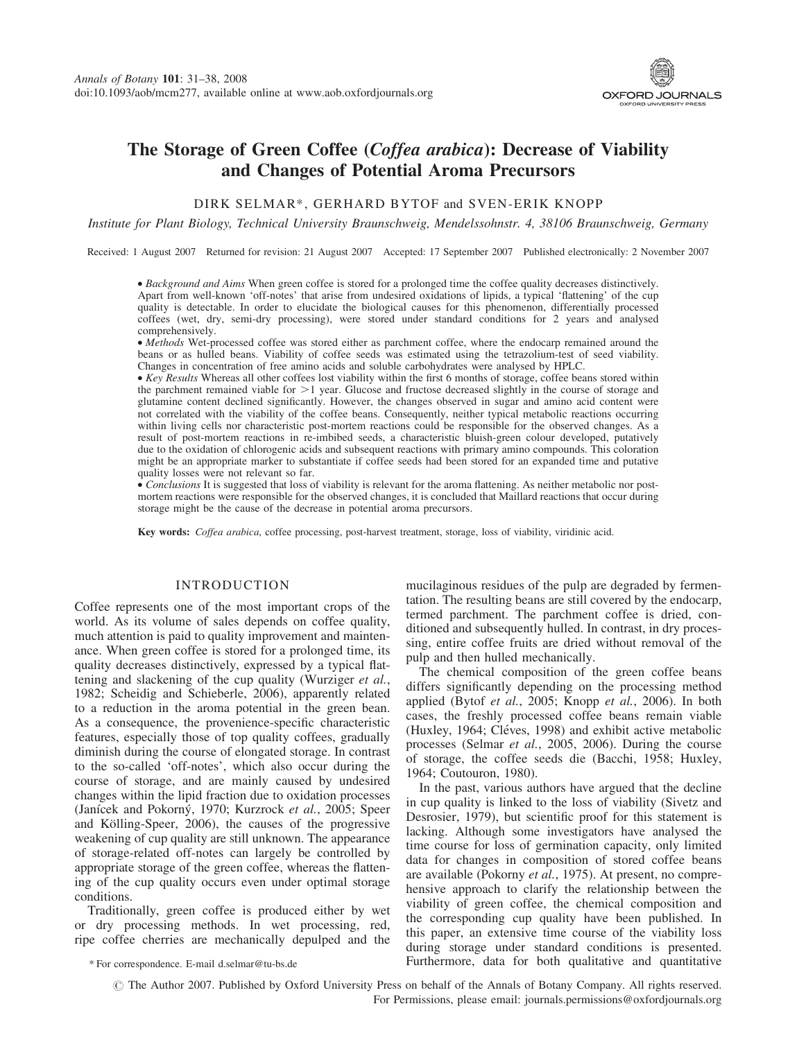# The Storage of Green Coffee (*Coffea arabica*): Decrease of Viability and Changes of Potential Aroma Precursors

DIRK SELMAR*, GERHARD BYTOF and SVEN-ERIK KNOPP

*Institute for Plant Biology, Technical University Braunschweig, Mendelssohnstr. 4, 38106 Braunschweig, Germany*

Received: 1 August 2007 Returned for revision: 21 August 2007 Accepted: 17 September 2007 Published electronically: 2 November 2007

- *Background and Aims* When green coffee is stored for a prolonged time the coffee quality decreases distinctively. Apart from well-known 'off-notes' that arise from undesired oxidations of lipids, a typical 'flattening' of the cup quality is detectable. In order to elucidate the biological causes for this phenomenon, differentially processed coffees (wet, dry, semi-dry processing), were stored under standard conditions for 2 years and analysed comprehensively.
- *Methods* Wet-processed coffee was stored either as parchment coffee, where the endocarp remained around the beans or as hulled beans. Viability of coffee seeds was estimated using the tetrazolium-test of seed viability. Changes in concentration of free amino acids and soluble carbohydrates were analysed by HPLC.
- *Key Results* Whereas all other coffees lost viability within the first 6 months of storage, coffee beans stored within the parchment remained viable for >1 year. Glucose and fructose decreased slightly in the course of storage and glutamine content declined significantly. However, the changes observed in sugar and amino acid content were not correlated with the viability of the coffee beans. Consequently, neither typical metabolic reactions occurring within living cells nor characteristic post-mortem reactions could be responsible for the observed changes. As a result of post-mortem reactions in re-imbibed seeds, a characteristic bluish-green colour developed, putatively due to the oxidation of chlorogenic acids and subsequent reactions with primary amino compounds. This coloration might be an appropriate marker to substantiate if coffee seeds had been stored for an expanded time and putative quality losses were not relevant so far.
- *Conclusions* It is suggested that loss of viability is relevant for the aroma flattening. As neither metabolic nor post-mortem reactions were responsible for the observed changes, it is concluded that Maillard reactions that occur during storage might be the cause of the decrease in potential aroma precursors.

**Key words:** *Coffea arabica*, coffee processing, post-harvest treatment, storage, loss of viability, viridinic acid.

## INTRODUCTION

Coffee represents one of the most important crops of the world. As its volume of sales depends on coffee quality, much attention is paid to quality improvement and maintenance. When green coffee is stored for a prolonged time, its quality decreases distinctively, expressed by a typical flattening and slackening of the cup quality (Wurziger *et al.*, 1982; Scheidig and Schieberle, 2006), apparently related to a reduction in the aroma potential in the green bean. As a consequence, the provenience-specific characteristic features, especially those of top quality coffees, gradually diminish during the course of elongated storage. In contrast to the so-called 'off-notes', which also occur during the course of storage, and are mainly caused by undesired changes within the lipid fraction due to oxidation processes (Janícek and Pokorný, 1970; Kurzrock *et al.*, 2005; Speer and Kölling-Speer, 2006), the causes of the progressive weakening of cup quality are still unknown. The appearance of storage-related off-notes can largely be controlled by appropriate storage of the green coffee, whereas the flattening of the cup quality occurs even under optimal storage conditions.

Traditionally, green coffee is produced either by wet or dry processing methods. In wet processing, red, ripe coffee cherries are mechanically depulped and the mucilaginous residues of the pulp are degraded by fermentation. The resulting beans are still covered by the endocarp, termed parchment. The parchment coffee is dried, conditioned and subsequently hulled. In contrast, in dry processing, entire coffee fruits are dried without removal of the pulp and then hulled mechanically.

The chemical composition of the green coffee beans differs significantly depending on the processing method applied (Bytof *et al.*, 2005; Knopp *et al.*, 2006). In both cases, the freshly processed coffee beans remain viable (Huxley, 1964; Cléves, 1998) and exhibit active metabolic processes (Selmar *et al.*, 2005, 2006). During the course of storage, the coffee seeds die (Bacchi, 1958; Huxley, 1964; Coutouron, 1980).

In the past, various authors have argued that the decline in cup quality is linked to the loss of viability (Sivetz and Desrosier, 1979), but scientific proof for this statement is lacking. Although some investigators have analysed the time course for loss of germination capacity, only limited data for changes in composition of stored coffee beans are available (Pokorny *et al.*, 1975). At present, no comprehensive approach to clarify the relationship between the viability of green coffee, the chemical composition and the corresponding cup quality have been published. In this paper, an extensive time course of the viability loss during storage under standard conditions is presented. Furthermore, data for both qualitative and quantitative

* For correspondence. E-mail d.selmar@tu-bs.de

© The Author 2007. Published by Oxford University Press on behalf of the Annals of Botany Company. All rights reserved. For Permissions, please email: journals.permissions@oxfordjournals.org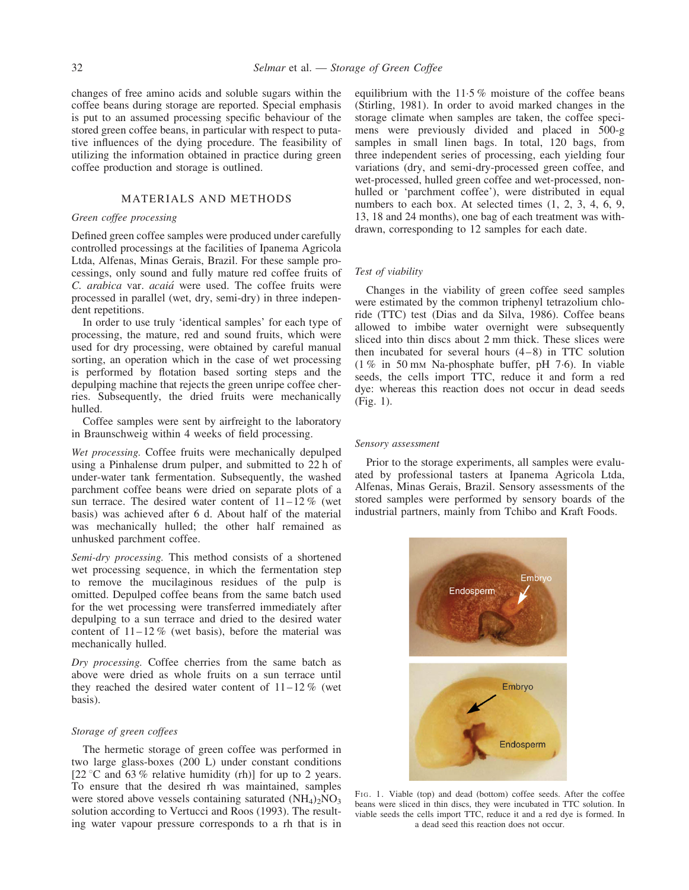changes of free amino acids and soluble sugars within the coffee beans during storage are reported. Special emphasis is put to an assumed processing specific behaviour of the stored green coffee beans, in particular with respect to putative influences of the dying procedure. The feasibility of utilizing the information obtained in practice during green coffee production and storage is outlined.

## MATERIALS AND METHODS

### *Green coffee processing*

Defined green coffee samples were produced under carefully controlled processings at the facilities of Ipanema Agricola Ltda, Alfenas, Minas Gerais, Brazil. For these sample processings, only sound and fully mature red coffee fruits of *C. arabica* var. *acaiá* were used. The coffee fruits were processed in parallel (wet, dry, semi-dry) in three independent repetitions.

In order to use truly 'identical samples' for each type of processing, the mature, red and sound fruits, which were used for dry processing, were obtained by careful manual sorting, an operation which in the case of wet processing is performed by flotation based sorting steps and the depulping machine that rejects the green unripe coffee cherries. Subsequently, the dried fruits were mechanically hulled.

Coffee samples were sent by airfreight to the laboratory in Braunschweig within 4 weeks of field processing.

*Wet processing.* Coffee fruits were mechanically depulped using a Pinhalense drum pulper, and submitted to 22 h of under-water tank fermentation. Subsequently, the washed parchment coffee beans were dried on separate plots of a sun terrace. The desired water content of 11–12 % (wet basis) was achieved after 6 d. About half of the material was mechanically hulled; the other half remained as unhusked parchment coffee.

*Semi-dry processing.* This method consists of a shortened wet processing sequence, in which the fermentation step to remove the mucilaginous residues of the pulp is omitted. Depulped coffee beans from the same batch used for the wet processing were transferred immediately after depulping to a sun terrace and dried to the desired water content of 11–12 % (wet basis), before the material was mechanically hulled.

*Dry processing.* Coffee cherries from the same batch as above were dried as whole fruits on a sun terrace until they reached the desired water content of 11–12 % (wet basis).

### *Storage of green coffees*

The hermetic storage of green coffee was performed in two large glass-boxes (200 L) under constant conditions [22 °C and 63 % relative humidity (rh)] for up to 2 years. To ensure that the desired rh was maintained, samples were stored above vessels containing saturated $(NH_4)_2NO_3$ solution according to Vertucci and Roos (1993). The resulting water vapour pressure corresponds to a rh that is in equilibrium with the 11·5 % moisture of the coffee beans (Stirling, 1981). In order to avoid marked changes in the storage climate when samples are taken, the coffee specimens were previously divided and placed in 500-g samples in small linen bags. In total, 120 bags, from three independent series of processing, each yielding four variations (dry, and semi-dry-processed green coffee, and wet-processed, hulled green coffee and wet-processed, non-hulled or 'parchment coffee'), were distributed in equal numbers to each box. At selected times (1, 2, 3, 4, 6, 9, 13, 18 and 24 months), one bag of each treatment was withdrawn, corresponding to 12 samples for each date.

### *Test of viability*

Changes in the viability of green coffee seed samples were estimated by the common triphenyl tetrazolium chloride (TTC) test (Dias and da Silva, 1986). Coffee beans allowed to imbibe water overnight were subsequently sliced into thin discs about 2 mm thick. These slices were then incubated for several hours (4–8) in TTC solution (1 % in 50 mM Na-phosphate buffer, pH 7·6). In viable seeds, the cells import TTC, reduce it and form a red dye: whereas this reaction does not occur in dead seeds (Fig. 1).

### *Sensory assessment*

Prior to the storage experiments, all samples were evaluated by professional tasters at Ipanema Agricola Ltda, Alfenas, Minas Gerais, Brazil. Sensory assessments of the stored samples were performed by sensory boards of the industrial partners, mainly from Tchibo and Kraft Foods.

FIG. 1. Viable (top) and dead (bottom) coffee seeds. After the coffee beans were sliced in thin discs, they were incubated in TTC solution. In viable seeds the cells import TTC, reduce it and a red dye is formed. In a dead seed this reaction does not occur.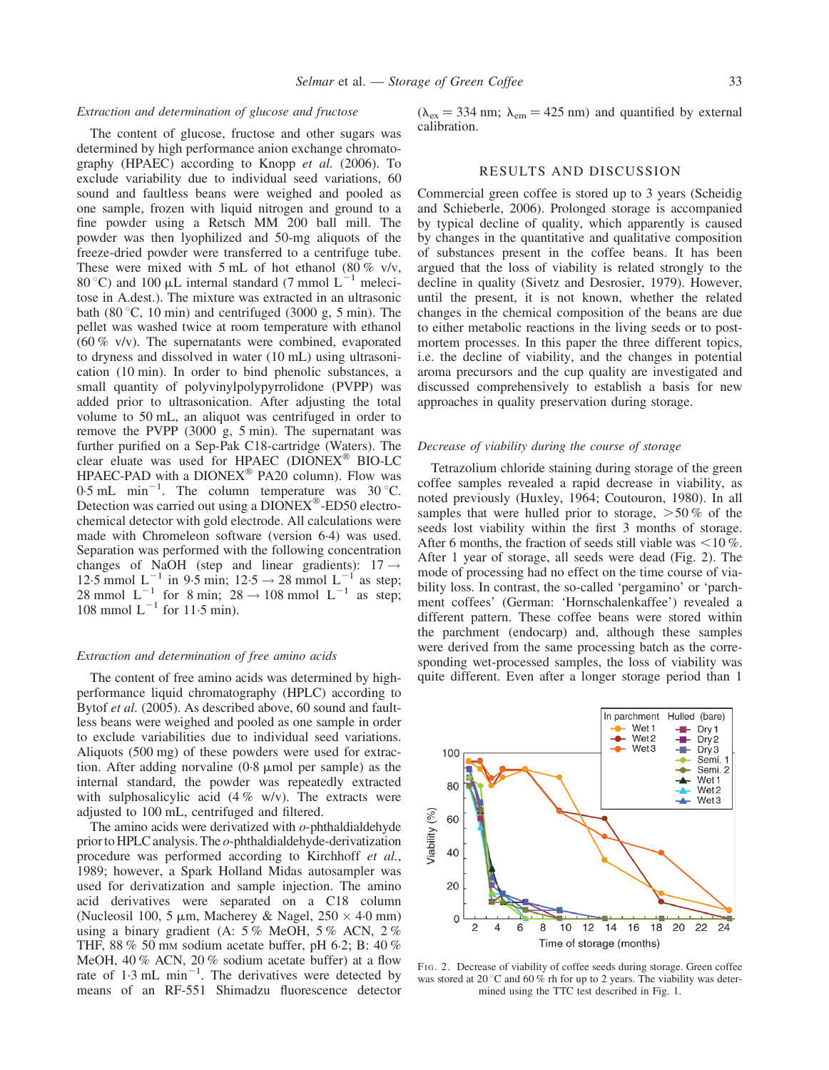### *Extraction and determination of glucose and fructose*

The content of glucose, fructose and other sugars was determined by high performance anion exchange chromatography (HPAEC) according to Knopp *et al.* (2006). To exclude variability due to individual seed variations, 60 sound and faultless beans were weighed and pooled as one sample, frozen with liquid nitrogen and ground to a fine powder using a Retsch MM 200 ball mill. The powder was then lyophilized and 50-mg aliquots of the freeze-dried powder were transferred to a centrifuge tube. These were mixed with 5 mL of hot ethanol (80 % v/v, 80 °C) and 100 µL internal standard (7 mmol $L^{-1}$ melecitose in A.dest.). The mixture was extracted in an ultrasonic bath (80 °C, 10 min) and centrifuged (3000 g, 5 min). The pellet was washed twice at room temperature with ethanol (60 % v/v). The supernatants were combined, evaporated to dryness and dissolved in water (10 mL) using ultrasonication (10 min). In order to bind phenolic substances, a small quantity of polyvinylpolypyrrolidone (PVPP) was added prior to ultrasonication. After adjusting the total volume to 50 mL, an aliquot was centrifuged in order to remove the PVPP (3000 g, 5 min). The supernatant was further purified on a Sep-Pak C18-cartridge (Waters). The clear eluate was used for HPAEC (DIONEX® BIO-LC HPAEC-PAD with a DIONEX® PA20 column). Flow was 0·5 mL $min^{-1}$. The column temperature was 30 °C. Detection was carried out using a DIONEX®-ED50 electrochemical detector with gold electrode. All calculations were made with Chromeleon software (version 6·4) was used. Separation was performed with the following concentration changes of NaOH (step and linear gradients): 17 → 12·5 mmol $L^{-1}$ in 9·5 min; 12·5 → 28 mmol $L^{-1}$ as step; 28 mmol $L^{-1}$ for 8 min; 28 → 108 mmol $L^{-1}$ as step; 108 mmol $L^{-1}$ for 11·5 min).

### *Extraction and determination of free amino acids*

The content of free amino acids was determined by high-performance liquid chromatography (HPLC) according to Bytof *et al.* (2005). As described above, 60 sound and faultless beans were weighed and pooled as one sample in order to exclude variabilities due to individual seed variations. Aliquots (500 mg) of these powders were used for extraction. After adding norvaline (0·8 µmol per sample) as the internal standard, the powder was repeatedly extracted with sulphosalicylic acid (4 % w/v). The extracts were adjusted to 100 mL, centrifuged and filtered.

The amino acids were derivatized with *o*-phthaldialdehyde prior to HPLC analysis. The *o*-phthaldialdehyde-derivatization procedure was performed according to Kirchhoff *et al.*, 1989; however, a Spark Holland Midas autosampler was used for derivatization and sample injection. The amino acid derivatives were separated on a C18 column (Nucleosil 100, 5 µm, Macherey & Nagel, 250 × 4·0 mm) using a binary gradient (A: 5 % MeOH, 5 % ACN, 2 % THF, 88 % 50 mM sodium acetate buffer, pH 6·2; B: 40 % MeOH, 40 % ACN, 20 % sodium acetate buffer) at a flow rate of 1·3 mL $min^{-1}$. The derivatives were detected by means of an RF-551 Shimadzu fluorescence detector ($\lambda_{ex}$ = 334 nm; $\lambda_{em}$ = 425 nm) and quantified by external calibration.

## RESULTS AND DISCUSSION

Commercial green coffee is stored up to 3 years (Scheidig and Schieberle, 2006). Prolonged storage is accompanied by typical decline of quality, which apparently is caused by changes in the quantitative and qualitative composition of substances present in the coffee beans. It has been argued that the loss of viability is related strongly to the decline in quality (Sivetz and Desrosier, 1979). However, until the present, it is not known, whether the related changes in the chemical composition of the beans are due to either metabolic reactions in the living seeds or to post-mortem processes. In this paper the three different topics, i.e. the decline of viability, and the changes in potential aroma precursors and the cup quality are investigated and discussed comprehensively to establish a basis for new approaches in quality preservation during storage.

### *Decrease of viability during the course of storage*

Tetrazolium chloride staining during storage of the green coffee samples revealed a rapid decrease in viability, as noted previously (Huxley, 1964; Coutouron, 1980). In all samples that were hulled prior to storage, >50 % of the seeds lost viability within the first 3 months of storage. After 6 months, the fraction of seeds still viable was <10 %. After 1 year of storage, all seeds were dead (Fig. 2). The mode of processing had no effect on the time course of viability loss. In contrast, the so-called 'pergamino' or 'parchment coffees' (German: 'Hornschalenkaffee') revealed a different pattern. These coffee beans were stored within the parchment (endocarp) and, although these samples were derived from the same processing batch as the corresponding wet-processed samples, the loss of viability was quite different. Even after a longer storage period than 1

FIG. 2. Decrease of viability of coffee seeds during storage. Green coffee was stored at 20 °C and 60 % rh for up to 2 years. The viability was determined using the TTC test described in Fig. 1.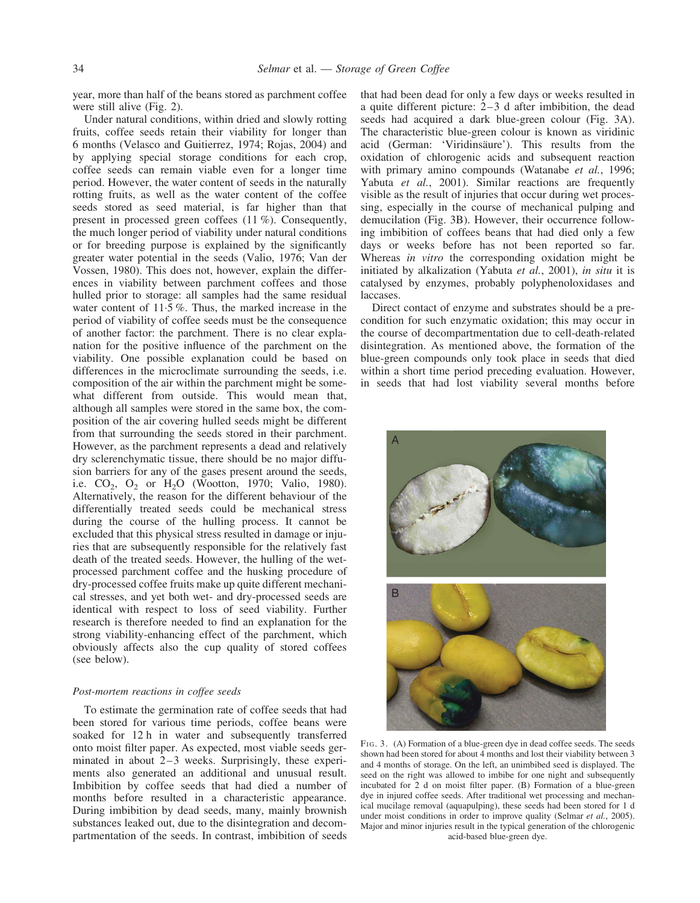year, more than half of the beans stored as parchment coffee were still alive (Fig. 2).

Under natural conditions, within dried and slowly rotting fruits, coffee seeds retain their viability for longer than 6 months (Velasco and Guitierrez, 1974; Rojas, 2004) and by applying special storage conditions for each crop, coffee seeds can remain viable even for a longer time period. However, the water content of seeds in the naturally rotting fruits, as well as the water content of the coffee seeds stored as seed material, is far higher than that present in processed green coffees (11 %). Consequently, the much longer period of viability under natural conditions or for breeding purpose is explained by the significantly greater water potential in the seeds (Valio, 1976; Van der Vossen, 1980). This does not, however, explain the differences in viability between parchment coffees and those hulled prior to storage: all samples had the same residual water content of 11·5 %. Thus, the marked increase in the period of viability of coffee seeds must be the consequence of another factor: the parchment. There is no clear explanation for the positive influence of the parchment on the viability. One possible explanation could be based on differences in the microclimate surrounding the seeds, i.e. composition of the air within the parchment might be somewhat different from outside. This would mean that, although all samples were stored in the same box, the composition of the air covering hulled seeds might be different from that surrounding the seeds stored in their parchment. However, as the parchment represents a dead and relatively dry sclerenchymatic tissue, there should be no major diffusion barriers for any of the gases present around the seeds, i.e. $CO_2$, $O_2$ or $H_2O$ (Wootton, 1970; Valio, 1980). Alternatively, the reason for the different behaviour of the differentially treated seeds could be mechanical stress during the course of the hulling process. It cannot be excluded that this physical stress resulted in damage or injuries that are subsequently responsible for the relatively fast death of the treated seeds. However, the hulling of the wet-processed parchment coffee and the husking procedure of dry-processed coffee fruits make up quite different mechanical stresses, and yet both wet- and dry-processed seeds are identical with respect to loss of seed viability. Further research is therefore needed to find an explanation for the strong viability-enhancing effect of the parchment, which obviously affects also the cup quality of stored coffees (see below).

### *Post-mortem reactions in coffee seeds*

To estimate the germination rate of coffee seeds that had been stored for various time periods, coffee beans were soaked for 12 h in water and subsequently transferred onto moist filter paper. As expected, most viable seeds germinated in about 2–3 weeks. Surprisingly, these experiments also generated an additional and unusual result. Imbibition by coffee seeds that had died a number of months before resulted in a characteristic appearance. During imbibition by dead seeds, many, mainly brownish substances leaked out, due to the disintegration and decompartmentation of the seeds. In contrast, imbibition of seeds that had been dead for only a few days or weeks resulted in a quite different picture: 2–3 d after imbibition, the dead seeds had acquired a dark blue-green colour (Fig. 3A). The characteristic blue-green colour is known as viridinic acid (German: 'Viridinsäure'). This results from the oxidation of chlorogenic acids and subsequent reaction with primary amino compounds (Watanabe *et al.*, 1996; Yabuta *et al.*, 2001). Similar reactions are frequently visible as the result of injuries that occur during wet processing, especially in the course of mechanical pulping and demucilation (Fig. 3B). However, their occurrence following imbibition of coffees beans that had died only a few days or weeks before has not been reported so far. Whereas *in vitro* the corresponding oxidation might be initiated by alkalization (Yabuta *et al.*, 2001), *in situ* it is catalysed by enzymes, probably polyphenoloxidases and laccases.

Direct contact of enzyme and substrates should be a precondition for such enzymatic oxidation; this may occur in the course of decompartmentation due to cell-death-related disintegration. As mentioned above, the formation of the blue-green compounds only took place in seeds that died within a short time period preceding evaluation. However, in seeds that had lost viability several months before

A

B

Fig. 3. (A) Formation of a blue-green dye in dead coffee seeds. The seeds shown had been stored for about 4 months and lost their viability between 3 and 4 months of storage. On the left, an unimbibed seed is displayed. The seed on the right was allowed to imbibe for one night and subsequently incubated for 2 d on moist filter paper. (B) Formation of a blue-green dye in injured coffee seeds. After traditional wet processing and mechanical mucilage removal (aquapulping), these seeds had been stored for 1 d under moist conditions in order to improve quality (Selmar *et al.*, 2005). Major and minor injuries result in the typical generation of the chlorogenic acid-based blue-green dye.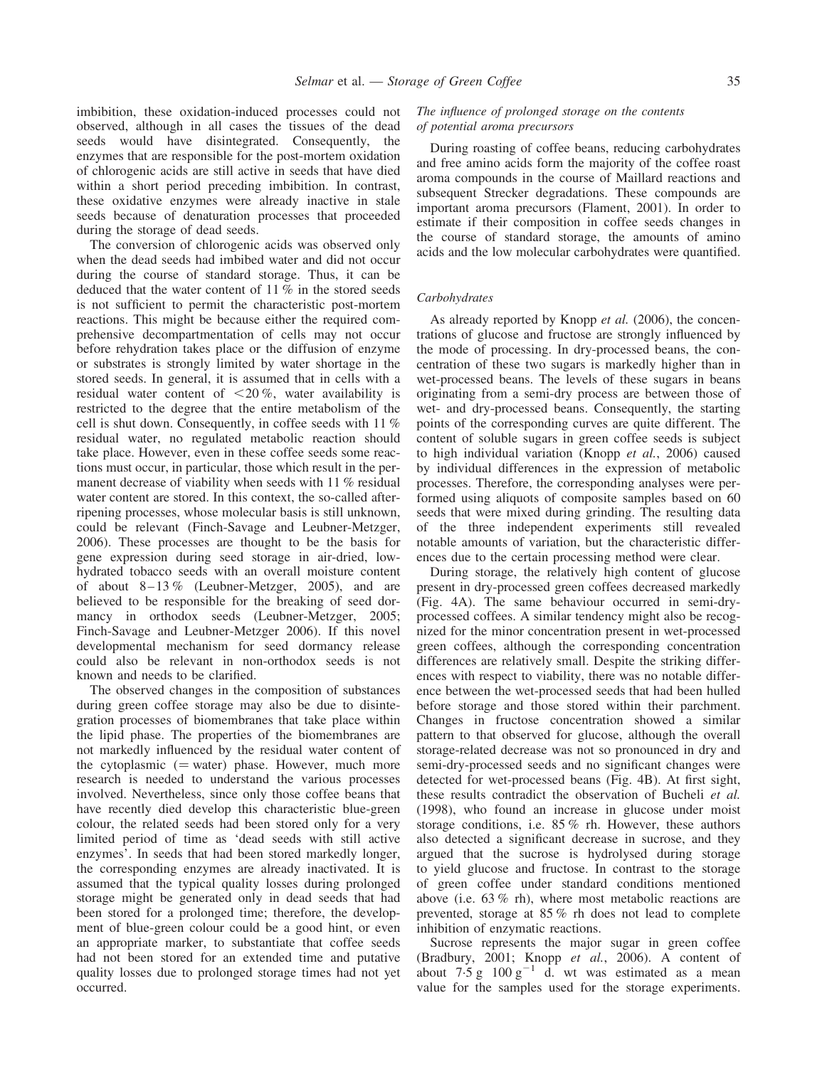imbibition, these oxidation-induced processes could not observed, although in all cases the tissues of the dead seeds would have disintegrated. Consequently, the enzymes that are responsible for the post-mortem oxidation of chlorogenic acids are still active in seeds that have died within a short period preceding imbibition. In contrast, these oxidative enzymes were already inactive in stale seeds because of denaturation processes that proceeded during the storage of dead seeds.

The conversion of chlorogenic acids was observed only when the dead seeds had imbibed water and did not occur during the course of standard storage. Thus, it can be deduced that the water content of 11 % in the stored seeds is not sufficient to permit the characteristic post-mortem reactions. This might be because either the required comprehensive decompartmentation of cells may not occur before rehydration takes place or the diffusion of enzyme or substrates is strongly limited by water shortage in the stored seeds. In general, it is assumed that in cells with a residual water content of $<20$ %, water availability is restricted to the degree that the entire metabolism of the cell is shut down. Consequently, in coffee seeds with 11 % residual water, no regulated metabolic reaction should take place. However, even in these coffee seeds some reactions must occur, in particular, those which result in the permanent decrease of viability when seeds with 11 % residual water content are stored. In this context, the so-called after-ripening processes, whose molecular basis is still unknown, could be relevant (Finch-Savage and Leubner-Metzger, 2006). These processes are thought to be the basis for gene expression during seed storage in air-dried, low-hydrated tobacco seeds with an overall moisture content of about 8–13 % (Leubner-Metzger, 2005), and are believed to be responsible for the breaking of seed dormancy in orthodox seeds (Leubner-Metzger, 2005; Finch-Savage and Leubner-Metzger 2006). If this novel developmental mechanism for seed dormancy release could also be relevant in non-orthodox seeds is not known and needs to be clarified.

The observed changes in the composition of substances during green coffee storage may also be due to disintegration processes of biomembranes that take place within the lipid phase. The properties of the biomembranes are not markedly influenced by the residual water content of the cytoplasmic (= water) phase. However, much more research is needed to understand the various processes involved. Nevertheless, since only those coffee beans that have recently died develop this characteristic blue-green colour, the related seeds had been stored only for a very limited period of time as 'dead seeds with still active enzymes'. In seeds that had been stored markedly longer, the corresponding enzymes are already inactivated. It is assumed that the typical quality losses during prolonged storage might be generated only in dead seeds that had been stored for a prolonged time; therefore, the development of blue-green colour could be a good hint, or even an appropriate marker, to substantiate that coffee seeds had not been stored for an extended time and putative quality losses due to prolonged storage times had not yet occurred.

### *The influence of prolonged storage on the contents of potential aroma precursors*

During roasting of coffee beans, reducing carbohydrates and free amino acids form the majority of the coffee roast aroma compounds in the course of Maillard reactions and subsequent Strecker degradations. These compounds are important aroma precursors (Flament, 2001). In order to estimate if their composition in coffee seeds changes in the course of standard storage, the amounts of amino acids and the low molecular carbohydrates were quantified.

#### *Carbohydrates*

As already reported by Knopp *et al.* (2006), the concentrations of glucose and fructose are strongly influenced by the mode of processing. In dry-processed beans, the concentration of these two sugars is markedly higher than in wet-processed beans. The levels of these sugars in beans originating from a semi-dry process are between those of wet- and dry-processed beans. Consequently, the starting points of the corresponding curves are quite different. The content of soluble sugars in green coffee seeds is subject to high individual variation (Knopp *et al.*, 2006) caused by individual differences in the expression of metabolic processes. Therefore, the corresponding analyses were performed using aliquots of composite samples based on 60 seeds that were mixed during grinding. The resulting data of the three independent experiments still revealed notable amounts of variation, but the characteristic differences due to the certain processing method were clear.

During storage, the relatively high content of glucose present in dry-processed green coffees decreased markedly (Fig. 4A). The same behaviour occurred in semi-dry-processed coffees. A similar tendency might also be recognized for the minor concentration present in wet-processed green coffees, although the corresponding concentration differences are relatively small. Despite the striking differences with respect to viability, there was no notable difference between the wet-processed seeds that had been hulled before storage and those stored within their parchment. Changes in fructose concentration showed a similar pattern to that observed for glucose, although the overall storage-related decrease was not so pronounced in dry and semi-dry-processed seeds and no significant changes were detected for wet-processed beans (Fig. 4B). At first sight, these results contradict the observation of Bucheli *et al.* (1998), who found an increase in glucose under moist storage conditions, i.e. 85 % rh. However, these authors also detected a significant decrease in sucrose, and they argued that the sucrose is hydrolysed during storage to yield glucose and fructose. In contrast to the storage of green coffee under standard conditions mentioned above (i.e. 63 % rh), where most metabolic reactions are prevented, storage at 85 % rh does not lead to complete inhibition of enzymatic reactions.

Sucrose represents the major sugar in green coffee (Bradbury, 2001; Knopp *et al.*, 2006). A content of about $7{\cdot}5$ g $100\ \mathrm{g}^{-1}$ d. wt was estimated as a mean value for the samples used for the storage experiments.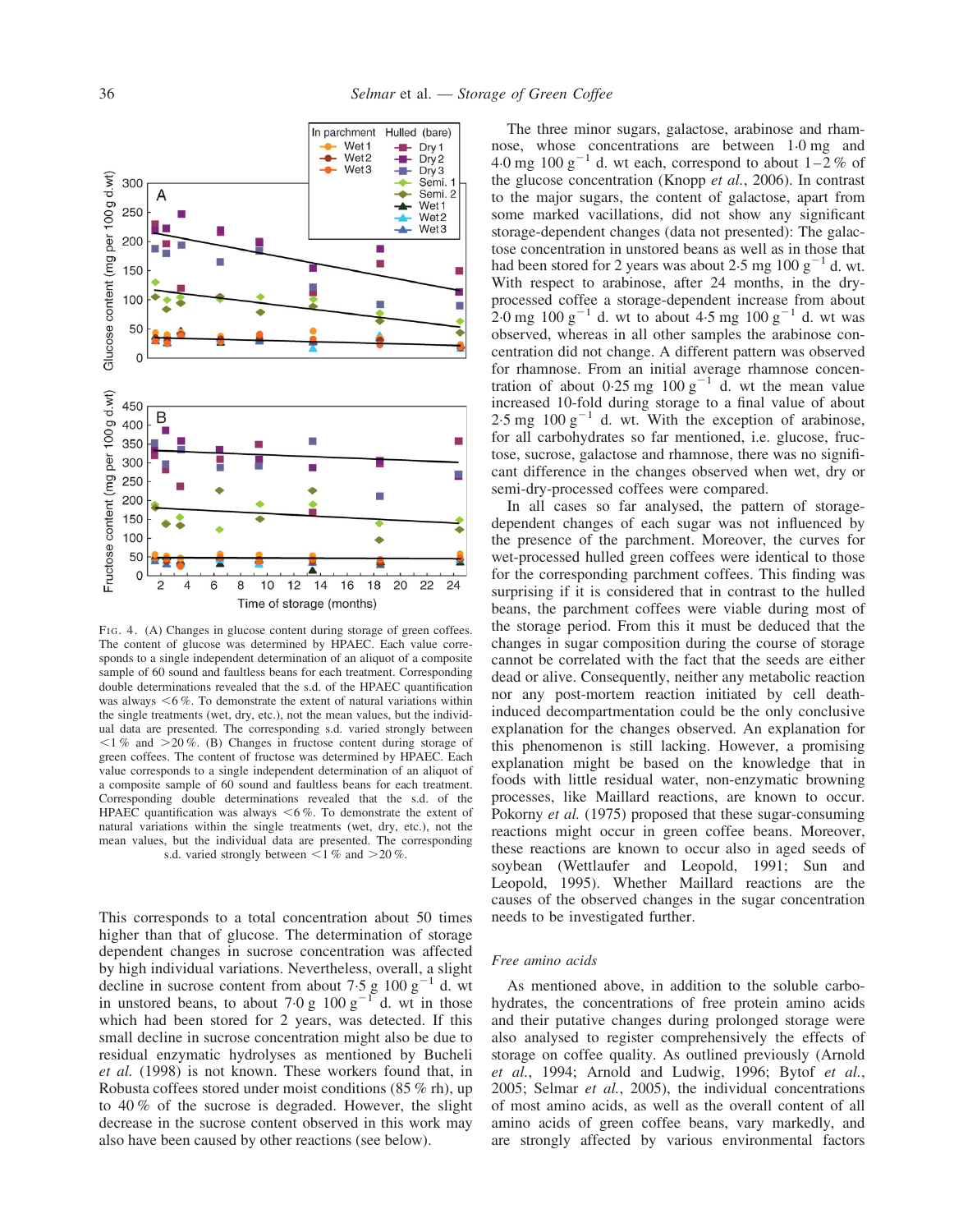FIG. 4. (A) Changes in glucose content during storage of green coffees. The content of glucose was determined by HPAEC. Each value corresponds to a single independent determination of an aliquot of a composite sample of 60 sound and faultless beans for each treatment. Corresponding double determinations revealed that the s.d. of the HPAEC quantification was always <6 %. To demonstrate the extent of natural variations within the single treatments (wet, dry, etc.), not the mean values, but the individual data are presented. The corresponding s.d. varied strongly between <1 % and >20 %. (B) Changes in fructose content during storage of green coffees. The content of fructose was determined by HPAEC. Each value corresponds to a single independent determination of an aliquot of a composite sample of 60 sound and faultless beans for each treatment. Corresponding double determinations revealed that the s.d. of the HPAEC quantification was always <6 %. To demonstrate the extent of natural variations within the single treatments (wet, dry, etc.), not the mean values, but the individual data are presented. The corresponding s.d. varied strongly between <1 % and >20 %.

This corresponds to a total concentration about 50 times higher than that of glucose. The determination of storage dependent changes in sucrose concentration was affected by high individual variations. Nevertheless, overall, a slight decline in sucrose content from about 7·5 g 100 $g^{-1}$ d. wt in unstored beans, to about 7·0 g 100 $g^{-1}$ d. wt in those which had been stored for 2 years, was detected. If this small decline in sucrose concentration might also be due to residual enzymatic hydrolyses as mentioned by Bucheli *et al.* (1998) is not known. These workers found that, in Robusta coffees stored under moist conditions (85 % rh), up to 40 % of the sucrose is degraded. However, the slight decrease in the sucrose content observed in this work may also have been caused by other reactions (see below).

The three minor sugars, galactose, arabinose and rhamnose, whose concentrations are between 1·0 mg and 4·0 mg 100 $g^{-1}$ d. wt each, correspond to about 1–2 % of the glucose concentration (Knopp *et al.*, 2006). In contrast to the major sugars, the content of galactose, apart from some marked vacillations, did not show any significant storage-dependent changes (data not presented): The galactose concentration in unstored beans as well as in those that had been stored for 2 years was about 2·5 mg 100 $g^{-1}$ d. wt. With respect to arabinose, after 24 months, in the dry-processed coffee a storage-dependent increase from about 2·0 mg 100 $g^{-1}$ d. wt to about 4·5 mg 100 $g^{-1}$ d. wt was observed, whereas in all other samples the arabinose concentration did not change. A different pattern was observed for rhamnose. From an initial average rhamnose concentration of about 0·25 mg 100 $g^{-1}$ d. wt the mean value increased 10-fold during storage to a final value of about 2·5 mg 100 $g^{-1}$ d. wt. With the exception of arabinose, for all carbohydrates so far mentioned, i.e. glucose, fructose, sucrose, galactose and rhamnose, there was no significant difference in the changes observed when wet, dry or semi-dry-processed coffees were compared.

In all cases so far analysed, the pattern of storage-dependent changes of each sugar was not influenced by the presence of the parchment. Moreover, the curves for wet-processed hulled green coffees were identical to those for the corresponding parchment coffees. This finding was surprising if it is considered that in contrast to the hulled beans, the parchment coffees were viable during most of the storage period. From this it must be deduced that the changes in sugar composition during the course of storage cannot be correlated with the fact that the seeds are either dead or alive. Consequently, neither any metabolic reaction nor any post-mortem reaction initiated by cell death-induced decompartmentation could be the only conclusive explanation for the changes observed. An explanation for this phenomenon is still lacking. However, a promising explanation might be based on the knowledge that in foods with little residual water, non-enzymatic browning processes, like Maillard reactions, are known to occur. Pokorny *et al.* (1975) proposed that these sugar-consuming reactions might occur in green coffee beans. Moreover, these reactions are known to occur also in aged seeds of soybean (Wettlaufer and Leopold, 1991; Sun and Leopold, 1995). Whether Maillard reactions are the causes of the observed changes in the sugar concentration needs to be investigated further.

### *Free amino acids*

As mentioned above, in addition to the soluble carbohydrates, the concentrations of free protein amino acids and their putative changes during prolonged storage were also analysed to register comprehensively the effects of storage on coffee quality. As outlined previously (Arnold *et al.*, 1994; Arnold and Ludwig, 1996; Bytof *et al.*, 2005; Selmar *et al.*, 2005), the individual concentrations of most amino acids, as well as the overall content of all amino acids of green coffee beans, vary markedly, and are strongly affected by various environmental factors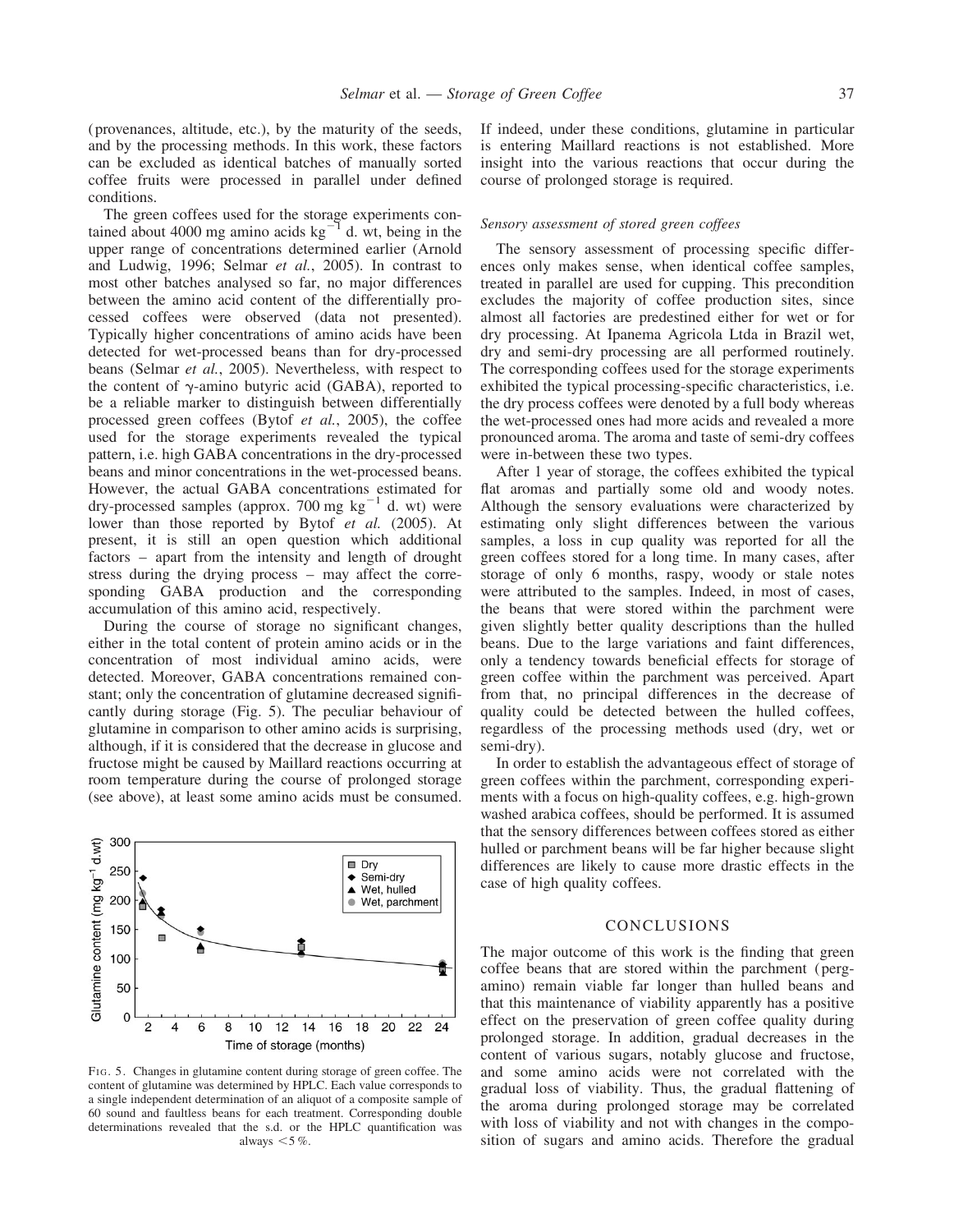(provenances, altitude, etc.), by the maturity of the seeds, and by the processing methods. In this work, these factors can be excluded as identical batches of manually sorted coffee fruits were processed in parallel under defined conditions.

The green coffees used for the storage experiments contained about 4000 mg amino acids $kg^{-1}$ d. wt, being in the upper range of concentrations determined earlier (Arnold and Ludwig, 1996; Selmar *et al.*, 2005). In contrast to most other batches analysed so far, no major differences between the amino acid content of the differentially processed coffees were observed (data not presented). Typically higher concentrations of amino acids have been detected for wet-processed beans than for dry-processed beans (Selmar *et al.*, 2005). Nevertheless, with respect to the content of γ-amino butyric acid (GABA), reported to be a reliable marker to distinguish between differentially processed green coffees (Bytof *et al.*, 2005), the coffee used for the storage experiments revealed the typical pattern, i.e. high GABA concentrations in the dry-processed beans and minor concentrations in the wet-processed beans. However, the actual GABA concentrations estimated for dry-processed samples (approx. 700 mg $kg^{-1}$ d. wt) were lower than those reported by Bytof *et al.* (2005). At present, it is still an open question which additional factors – apart from the intensity and length of drought stress during the drying process – may affect the corresponding GABA production and the corresponding accumulation of this amino acid, respectively.

During the course of storage no significant changes, either in the total content of protein amino acids or in the concentration of most individual amino acids, were detected. Moreover, GABA concentrations remained constant; only the concentration of glutamine decreased significantly during storage (Fig. 5). The peculiar behaviour of glutamine in comparison to other amino acids is surprising, although, if it is considered that the decrease in glucose and fructose might be caused by Maillard reactions occurring at room temperature during the course of prolonged storage (see above), at least some amino acids must be consumed.

Glutamine content (mg kg⁻¹ d.wt)
300
250
200
150
100
50
0
2 4 6 8 10 12 14 16 18 20 22 24
Time of storage (months)
Dry
Semi-dry
Wet, hulled
Wet, parchment

FIG. 5. Changes in glutamine content during storage of green coffee. The content of glutamine was determined by HPLC. Each value corresponds to a single independent determination of an aliquot of a composite sample of 60 sound and faultless beans for each treatment. Corresponding double determinations revealed that the s.d. or the HPLC quantification was always <5 %.

If indeed, under these conditions, glutamine in particular is entering Maillard reactions is not established. More insight into the various reactions that occur during the course of prolonged storage is required.

### *Sensory assessment of stored green coffees*

The sensory assessment of processing specific differences only makes sense, when identical coffee samples, treated in parallel are used for cupping. This precondition excludes the majority of coffee production sites, since almost all factories are predestined either for wet or for dry processing. At Ipanema Agricola Ltda in Brazil wet, dry and semi-dry processing are all performed routinely. The corresponding coffees used for the storage experiments exhibited the typical processing-specific characteristics, i.e. the dry process coffees were denoted by a full body whereas the wet-processed ones had more acids and revealed a more pronounced aroma. The aroma and taste of semi-dry coffees were in-between these two types.

After 1 year of storage, the coffees exhibited the typical flat aromas and partially some old and woody notes. Although the sensory evaluations were characterized by estimating only slight differences between the various samples, a loss in cup quality was reported for all the green coffees stored for a long time. In many cases, after storage of only 6 months, raspy, woody or stale notes were attributed to the samples. Indeed, in most of cases, the beans that were stored within the parchment were given slightly better quality descriptions than the hulled beans. Due to the large variations and faint differences, only a tendency towards beneficial effects for storage of green coffee within the parchment was perceived. Apart from that, no principal differences in the decrease of quality could be detected between the hulled coffees, regardless of the processing methods used (dry, wet or semi-dry).

In order to establish the advantageous effect of storage of green coffees within the parchment, corresponding experiments with a focus on high-quality coffees, e.g. high-grown washed arabica coffees, should be performed. It is assumed that the sensory differences between coffees stored as either hulled or parchment beans will be far higher because slight differences are likely to cause more drastic effects in the case of high quality coffees.

## CONCLUSIONS

The major outcome of this work is the finding that green coffee beans that are stored within the parchment (pergamino) remain viable far longer than hulled beans and that this maintenance of viability apparently has a positive effect on the preservation of green coffee quality during prolonged storage. In addition, gradual decreases in the content of various sugars, notably glucose and fructose, and some amino acids were not correlated with the gradual loss of viability. Thus, the gradual flattening of the aroma during prolonged storage may be correlated with loss of viability and not with changes in the composition of sugars and amino acids. Therefore the gradual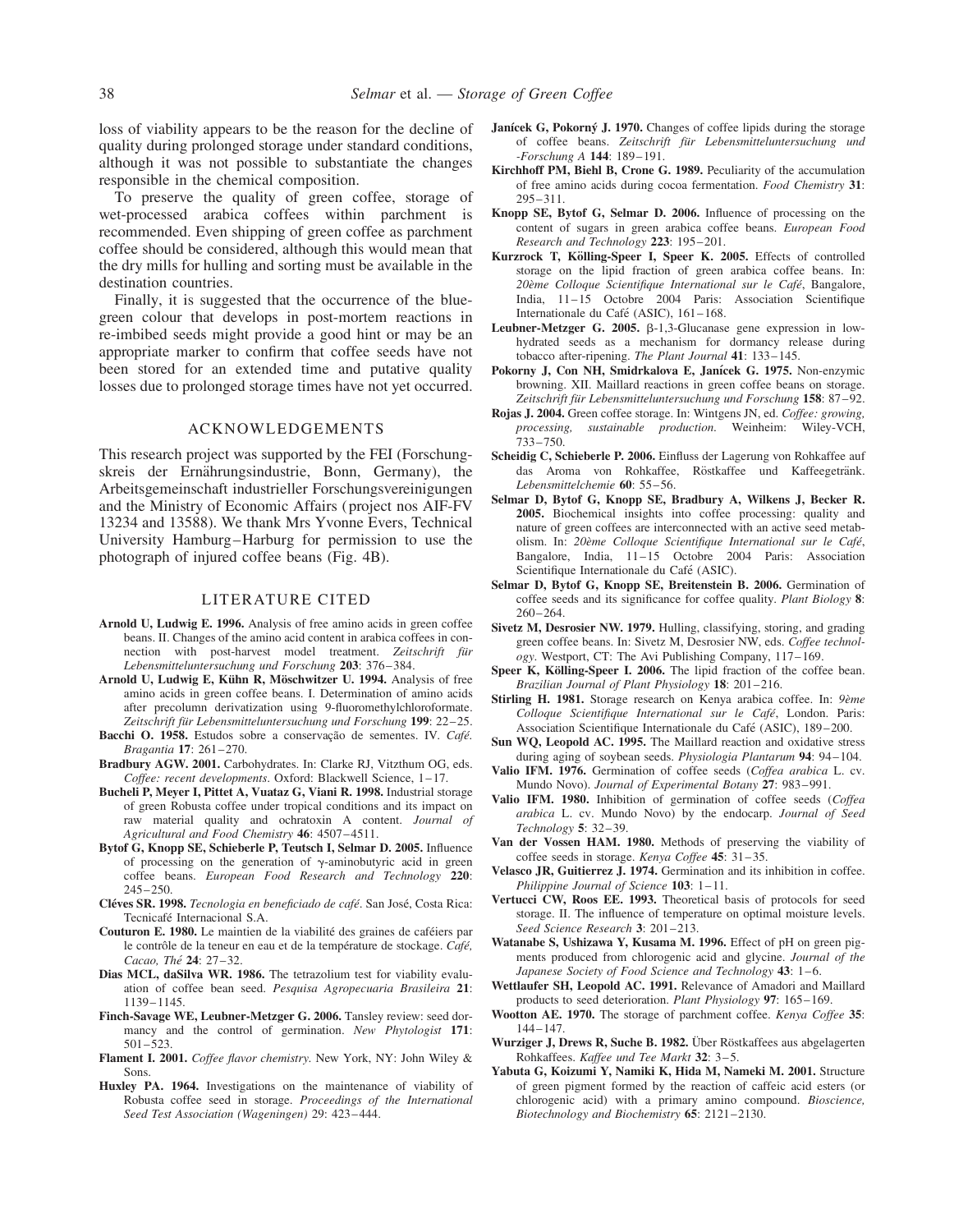loss of viability appears to be the reason for the decline of quality during prolonged storage under standard conditions, although it was not possible to substantiate the changes responsible in the chemical composition.

To preserve the quality of green coffee, storage of wet-processed arabica coffees within parchment is recommended. Even shipping of green coffee as parchment coffee should be considered, although this would mean that the dry mills for hulling and sorting must be available in the destination countries.

Finally, it is suggested that the occurrence of the blue-green colour that develops in post-mortem reactions in re-imbibed seeds might provide a good hint or may be an appropriate marker to confirm that coffee seeds have not been stored for an extended time and putative quality losses due to prolonged storage times have not yet occurred.

## ACKNOWLEDGEMENTS

This research project was supported by the FEI (Forschungskreis der Ernährungsindustrie, Bonn, Germany), the Arbeitsgemeinschaft industrieller Forschungsvereinigungen and the Ministry of Economic Affairs (project nos AIF-FV 13234 and 13588). We thank Mrs Yvonne Evers, Technical University Hamburg–Harburg for permission to use the photograph of injured coffee beans (Fig. 4B).

## LITERATURE CITED

**Arnold U, Ludwig E. 1996.** Analysis of free amino acids in green coffee beans. II. Changes of the amino acid content in arabica coffees in connection with post-harvest model treatment. *Zeitschrift für Lebensmitteluntersuchung und Forschung* **203**: 376–384.

**Arnold U, Ludwig E, Kühn R, Möschwitzer U. 1994.** Analysis of free amino acids in green coffee beans. I. Determination of amino acids after precolumn derivatization using 9-fluoromethylchloroformate. *Zeitschrift für Lebensmitteluntersuchung und Forschung* **199**: 22–25.

**Bacchi O. 1958.** Estudos sobre a conservação de sementes. IV. Café. *Bragantia* **17**: 261–270.

**Bradbury AGW. 2001.** Carbohydrates. In: Clarke RJ, Vitzthum OG, eds. *Coffee: recent developments*. Oxford: Blackwell Science, 1–17.

**Bucheli P, Meyer I, Pittet A, Vuataz G, Viani R. 1998.** Industrial storage of green Robusta coffee under tropical conditions and its impact on raw material quality and ochratoxin A content. *Journal of Agricultural and Food Chemistry* **46**: 4507–4511.

**Bytof G, Knopp SE, Schieberle P, Teutsch I, Selmar D. 2005.** Influence of processing on the generation of γ-aminobutyric acid in green coffee beans. *European Food Research and Technology* **220**: 245–250.

**Cléves SR. 1998.** *Tecnologia en beneficiado de café*. San José, Costa Rica: Tecnicafé Internacional S.A.

**Couturon E. 1980.** Le maintien de la viabilité des graines de caféiers par le contrôle de la teneur en eau et de la température de stockage. *Café, Cacao, Thé* **24**: 27–32.

**Dias MCL, daSilva WR. 1986.** The tetrazolium test for viability evaluation of coffee bean seed. *Pesquisa Agropecuaria Brasileira* **21**: 1139–1145.

**Finch-Savage WE, Leubner-Metzger G. 2006.** Tansley review: seed dormancy and the control of germination. *New Phytologist* **171**: 501–523.

**Flament I. 2001.** *Coffee flavor chemistry*. New York, NY: John Wiley & Sons.

**Huxley PA. 1964.** Investigations on the maintenance of viability of Robusta coffee seed in storage. *Proceedings of the International Seed Test Association (Wageningen)* 29: 423–444.

**Janícek G, Pokorný J. 1970.** Changes of coffee lipids during the storage of coffee beans. *Zeitschrift für Lebensmitteluntersuchung und -Forschung A* **144**: 189–191.

**Kirchhoff PM, Biehl B, Crone G. 1989.** Peculiarity of the accumulation of free amino acids during cocoa fermentation. *Food Chemistry* **31**: 295–311.

**Knopp SE, Bytof G, Selmar D. 2006.** Influence of processing on the content of sugars in green arabica coffee beans. *European Food Research and Technology* **223**: 195–201.

**Kurzrock T, Kölling-Speer I, Speer K. 2005.** Effects of controlled storage on the lipid fraction of green arabica coffee beans. In: *20ème Colloque Scientifique International sur le Café*, Bangalore, India, 11–15 Octobre 2004 Paris: Association Scientifique Internationale du Café (ASIC), 161–168.

**Leubner-Metzger G. 2005.** β-1,3-Glucanase gene expression in low-hydrated seeds as a mechanism for dormancy release during tobacco after-ripening. *The Plant Journal* **41**: 133–145.

**Pokorny J, Con NH, Smidrkalova E, Janícek G. 1975.** Non-enzymic browning. XII. Maillard reactions in green coffee beans on storage. *Zeitschrift für Lebensmitteluntersuchung und Forschung* **158**: 87–92.

**Rojas J. 2004.** Green coffee storage. In: Wintgens JN, ed. *Coffee: growing, processing, sustainable production*. Weinheim: Wiley-VCH, 733–750.

**Scheidig C, Schieberle P. 2006.** Einfluss der Lagerung von Rohkaffee auf das Aroma von Rohkaffee, Röstkaffee und Kaffeegetränk. *Lebensmittelchemie* **60**: 55–56.

**Selmar D, Bytof G, Knopp SE, Bradbury A, Wilkens J, Becker R. 2005.** Biochemical insights into coffee processing: quality and nature of green coffees are interconnected with an active seed metabolism. In: *20ème Colloque Scientifique International sur le Café*, Bangalore, India, 11–15 Octobre 2004 Paris: Association Scientifique Internationale du Café (ASIC).

**Selmar D, Bytof G, Knopp SE, Breitenstein B. 2006.** Germination of coffee seeds and its significance for coffee quality. *Plant Biology* **8**: 260–264.

**Sivetz M, Desrosier NW. 1979.** Hulling, classifying, storing, and grading green coffee beans. In: Sivetz M, Desrosier NW, eds. *Coffee technology*. Westport, CT: The Avi Publishing Company, 117–169.

**Speer K, Kölling-Speer I. 2006.** The lipid fraction of the coffee bean. *Brazilian Journal of Plant Physiology* **18**: 201–216.

**Stirling H. 1981.** Storage research on Kenya arabica coffee. In: *9ème Colloque Scientifique International sur le Café*, London. Paris: Association Scientifique Internationale du Café (ASIC), 189–200.

**Sun WQ, Leopold AC. 1995.** The Maillard reaction and oxidative stress during aging of soybean seeds. *Physiologia Plantarum* **94**: 94–104.

**Valio IFM. 1976.** Germination of coffee seeds (*Coffea arabica* L. cv. Mundo Novo). *Journal of Experimental Botany* **27**: 983–991.

**Valio IFM. 1980.** Inhibition of germination of coffee seeds (*Coffea arabica* L. cv. Mundo Novo) by the endocarp. *Journal of Seed Technology* **5**: 32–39.

**Van der Vossen HAM. 1980.** Methods of preserving the viability of coffee seeds in storage. *Kenya Coffee* **45**: 31–35.

**Velasco JR, Guitierrez J. 1974.** Germination and its inhibition in coffee. *Philippine Journal of Science* **103**: 1–11.

**Vertucci CW, Roos EE. 1993.** Theoretical basis of protocols for seed storage. II. The influence of temperature on optimal moisture levels. *Seed Science Research* **3**: 201–213.

**Watanabe S, Ushizawa Y, Kusama M. 1996.** Effect of pH on green pigments produced from chlorogenic acid and glycine. *Journal of the Japanese Society of Food Science and Technology* **43**: 1–6.

**Wettlaufer SH, Leopold AC. 1991.** Relevance of Amadori and Maillard products to seed deterioration. *Plant Physiology* **97**: 165–169.

**Wootton AE. 1970.** The storage of parchment coffee. *Kenya Coffee* **35**: 144–147.

**Wurziger J, Drews R, Suche B. 1982.** Über Röstkaffees aus abgelagerten Rohkaffees. *Kaffee und Tee Markt* **32**: 3–5.

**Yabuta G, Koizumi Y, Namiki K, Hida M, Nameki M. 2001.** Structure of green pigment formed by the reaction of caffeic acid esters (or chlorogenic acid) with a primary amino compound. *Bioscience, Biotechnology and Biochemistry* **65**: 2121–2130.